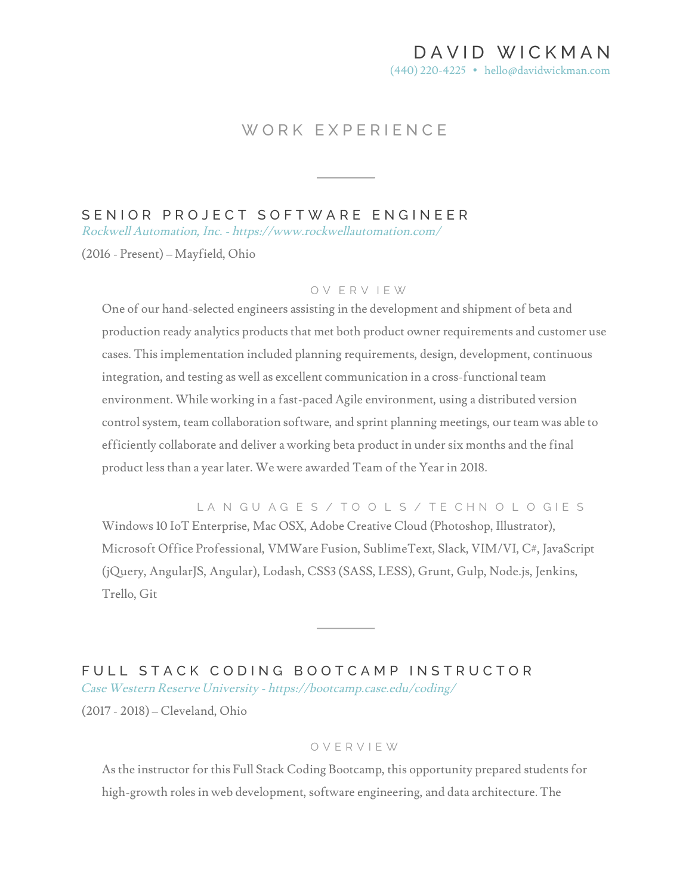# DAVID WICKMAN

(440) 220-4225 • hello@davidwickman.com

## WORK EXPERIENCE

---

### SENIOR PROJECT SOFTWARE ENGINEER

*Rockwell Automation, Inc. - https://www.rockwellautomation.com/*

(2016 - Present) – Mayfield, Ohio

#### OVERVIEW

One of our hand-selected engineers assisting in the development and shipment of beta and production ready analytics products that met both product owner requirements and customer use cases. This implementation included planning requirements, design, development, continuous integration, and testing as well as excellent communication in a cross-functional team environment. While working in a fast-paced Agile environment, using a distributed version control system, team collaboration software, and sprint planning meetings, our team was able to efficiently collaborate and deliver a working beta product in under six months and the final product less than a year later. We were awarded Team of the Year in 2018.

#### LANGUAGES / TOOLS / TECHNOLOGIES

Windows 10 IoT Enterprise, Mac OSX, Adobe Creative Cloud (Photoshop, Illustrator), Microsoft Office Professional, VMWare Fusion, SublimeText, Slack, VIM/VI, C#, JavaScript (jQuery, AngularJS, Angular), Lodash, CSS3 (SASS, LESS), Grunt, Gulp, Node.js, Jenkins, Trello, Git

---

### FULL STACK CODING BOOTCAMP INSTRUCTOR

*Case Western Reserve University - https://bootcamp.case.edu/coding/*

(2017 - 2018) – Cleveland, Ohio

#### OVERVIEW

As the instructor for this Full Stack Coding Bootcamp, this opportunity prepared students for high-growth roles in web development, software engineering, and data architecture. The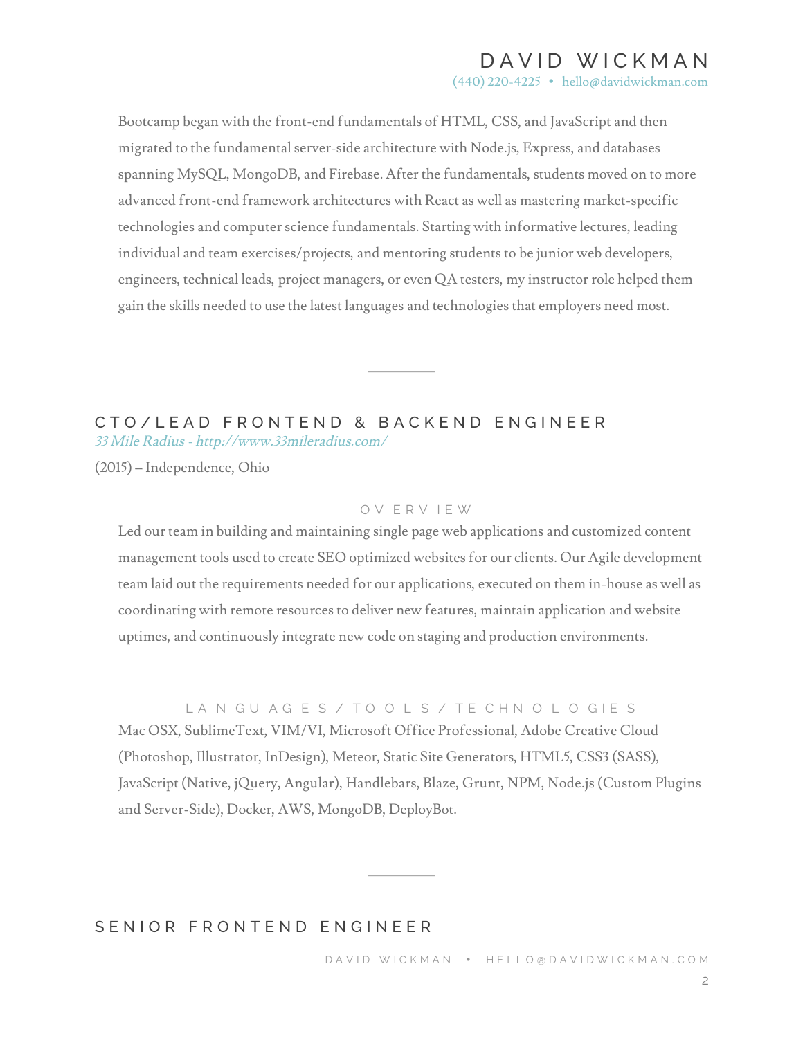Bootcamp began with the front-end fundamentals of HTML, CSS, and JavaScript and then migrated to the fundamental server-side architecture with Node.js, Express, and databases spanning MySQL, MongoDB, and Firebase. After the fundamentals, students moved on to more advanced front-end framework architectures with React as well as mastering market-specific technologies and computer science fundamentals. Starting with informative lectures, leading individual and team exercises/projects, and mentoring students to be junior web developers, engineers, technical leads, project managers, or even QA testers, my instructor role helped them gain the skills needed to use the latest languages and technologies that employers need most.

---

## CTO/LEAD FRONTEND & BACKEND ENGINEER

*33 Mile Radius - http://www.33mileradius.com/*

(2015) – Independence, Ohio

### OVERVIEW

Led our team in building and maintaining single page web applications and customized content management tools used to create SEO optimized websites for our clients. Our Agile development team laid out the requirements needed for our applications, executed on them in-house as well as coordinating with remote resources to deliver new features, maintain application and website uptimes, and continuously integrate new code on staging and production environments.

### LANGUAGES/TOOLS/TECHNOLOGIES

Mac OSX, SublimeText, VIM/VI, Microsoft Office Professional, Adobe Creative Cloud (Photoshop, Illustrator, InDesign), Meteor, Static Site Generators, HTML5, CSS3 (SASS), JavaScript (Native, jQuery, Angular), Handlebars, Blaze, Grunt, NPM, Node.js (Custom Plugins and Server-Side), Docker, AWS, MongoDB, DeployBot.

---

## SENIOR FRONTEND ENGINEER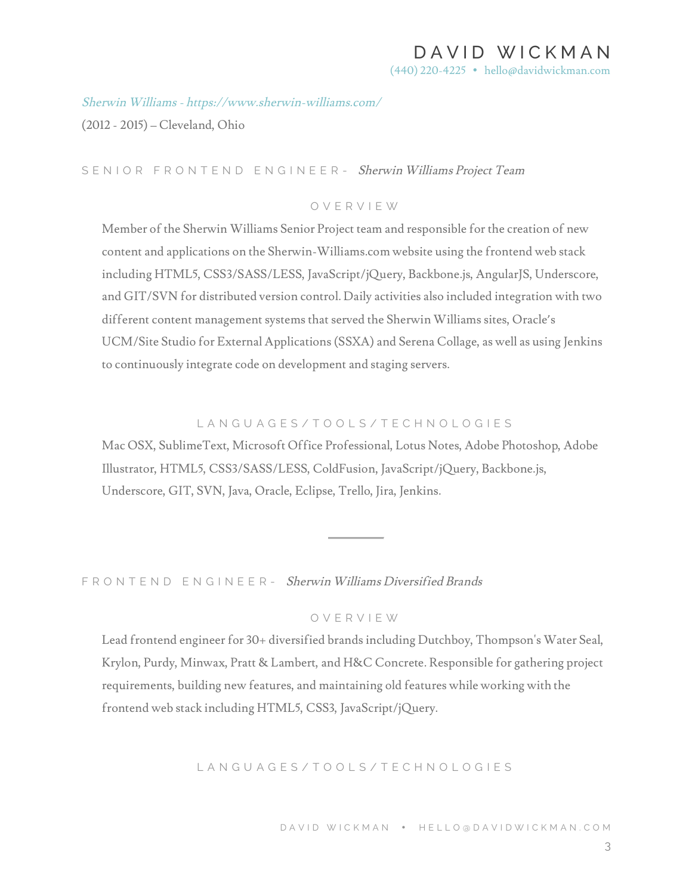*Sherwin Williams - https://www.sherwin-williams.com/*

(2012 - 2015) – Cleveland, Ohio

### SENIOR FRONTEND ENGINEER - *Sherwin Williams Project Team*

#### OVERVIEW

Member of the Sherwin Williams Senior Project team and responsible for the creation of new content and applications on the Sherwin-Williams.com website using the frontend web stack including HTML5, CSS3/SASS/LESS, JavaScript/jQuery, Backbone.js, AngularJS, Underscore, and GIT/SVN for distributed version control. Daily activities also included integration with two different content management systems that served the Sherwin Williams sites, Oracle's UCM/Site Studio for External Applications (SSXA) and Serena Collage, as well as using Jenkins to continuously integrate code on development and staging servers.

#### LANGUAGES/TOOLS/TECHNOLOGIES

Mac OSX, SublimeText, Microsoft Office Professional, Lotus Notes, Adobe Photoshop, Adobe Illustrator, HTML5, CSS3/SASS/LESS, ColdFusion, JavaScript/jQuery, Backbone.js, Underscore, GIT, SVN, Java, Oracle, Eclipse, Trello, Jira, Jenkins.

---

### FRONTEND ENGINEER - *Sherwin Williams Diversified Brands*

#### OVERVIEW

Lead frontend engineer for 30+ diversified brands including Dutchboy, Thompson's Water Seal, Krylon, Purdy, Minwax, Pratt & Lambert, and H&C Concrete. Responsible for gathering project requirements, building new features, and maintaining old features while working with the frontend web stack including HTML5, CSS3, JavaScript/jQuery.

#### LANGUAGES/TOOLS/TECHNOLOGIES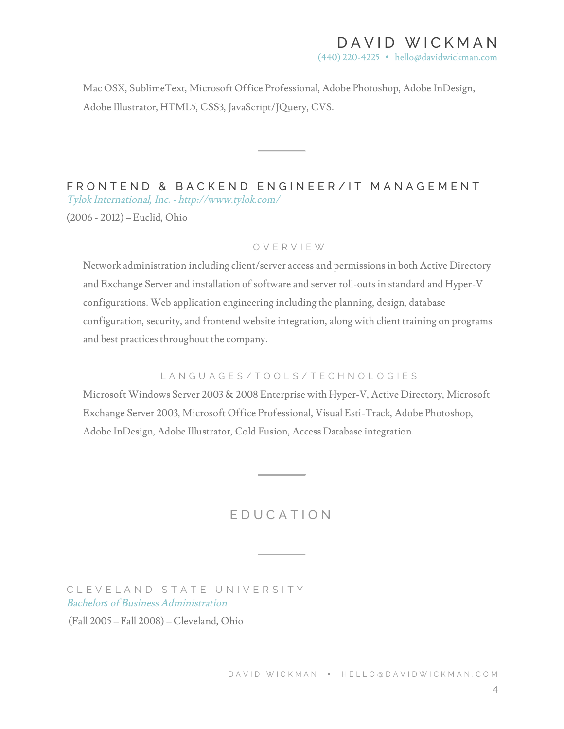Mac OSX, SublimeText, Microsoft Office Professional, Adobe Photoshop, Adobe InDesign, Adobe Illustrator, HTML5, CSS3, JavaScript/JQuery, CVS.

---

### FRONTEND & BACKEND ENGINEER/IT MANAGEMENT

*Tylok International, Inc. - http://www.tylok.com/*

(2006 - 2012) – Euclid, Ohio

#### OVERVIEW

Network administration including client/server access and permissions in both Active Directory and Exchange Server and installation of software and server roll-outs in standard and Hyper-V configurations. Web application engineering including the planning, design, database configuration, security, and frontend website integration, along with client training on programs and best practices throughout the company.

#### LANGUAGES/TOOLS/TECHNOLOGIES

Microsoft Windows Server 2003 & 2008 Enterprise with Hyper-V, Active Directory, Microsoft Exchange Server 2003, Microsoft Office Professional, Visual Esti-Track, Adobe Photoshop, Adobe InDesign, Adobe Illustrator, Cold Fusion, Access Database integration.

---

## EDUCATION

---

### CLEVELAND STATE UNIVERSITY

*Bachelors of Business Administration*

(Fall 2005 – Fall 2008) – Cleveland, Ohio